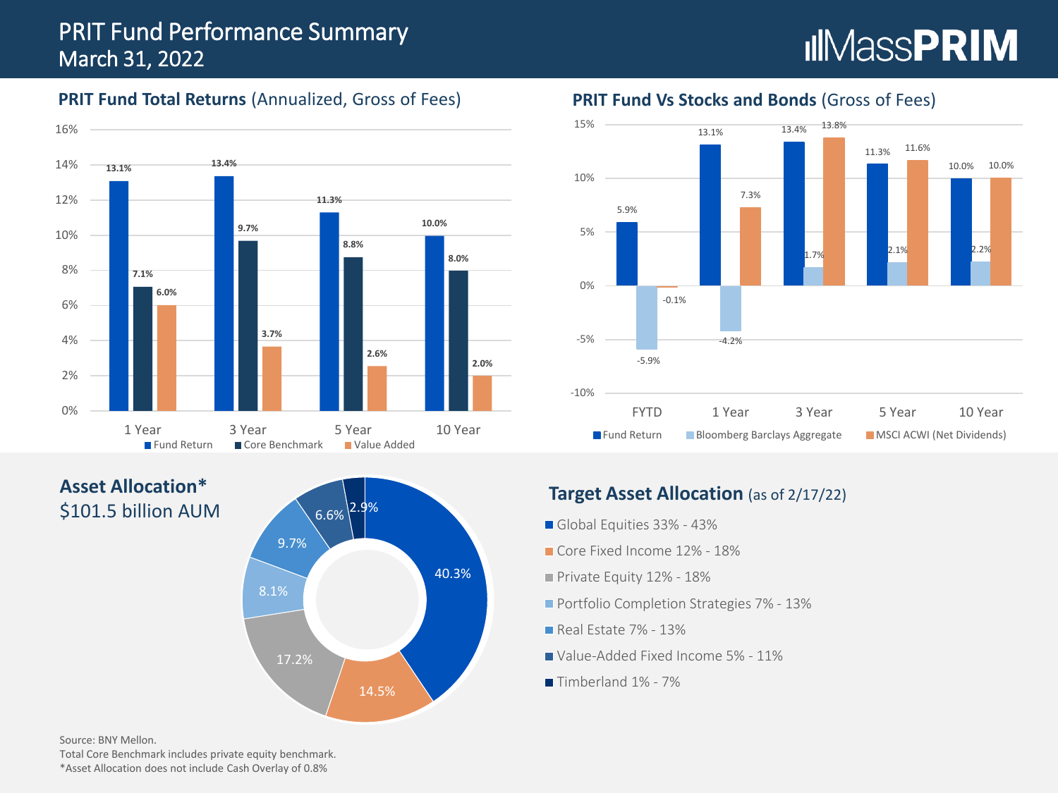# PRIT Fund Performance Summary
March 31, 2022

MassPRIM

## PRIT Fund Total Returns (Annualized, Gross of Fees)

| | 1 Year | 3 Year | 5 Year | 10 Year |
|---|---|---|---|---|
| Fund Return | 13.1% | 13.4% | 11.3% | 10.0% |
| Core Benchmark | 7.1% | 9.7% | 8.8% | 8.0% |
| Value Added | 6.0% | 3.7% | 2.6% | 2.0% |

## PRIT Fund Vs Stocks and Bonds (Gross of Fees)

| | FYTD | 1 Year | 3 Year | 5 Year | 10 Year |
|---|---|---|---|---|---|
| Fund Return | 5.9% | 13.1% | 13.4% | 11.3% | 10.0% |
| Bloomberg Barclays Aggregate | -5.9% | -4.2% | 1.7% | 2.1% | 2.2% |
| MSCI ACWI (Net Dividends) | -0.1% | 7.3% | 13.8% | 11.6% | 10.0% |

## Asset Allocation*

$101.5 billion AUM

| Asset Class | Allocation |
|---|---|
| Global Equities | 40.3% |
| Core Fixed Income | 14.5% |
| Private Equity | 17.2% |
| Portfolio Completion Strategies | 8.1% |
| Real Estate | 9.7% |
| Value-Added Fixed Income | 6.6% |
| Timberland | 2.9% |

## Target Asset Allocation (as of 2/17/22)

- Global Equities 33% - 43%
- Core Fixed Income 12% - 18%
- Private Equity 12% - 18%
- Portfolio Completion Strategies 7% - 13%
- Real Estate 7% - 13%
- Value-Added Fixed Income 5% - 11%
- Timberland 1% - 7%

Source: BNY Mellon.
Total Core Benchmark includes private equity benchmark.
*Asset Allocation does not include Cash Overlay of 0.8%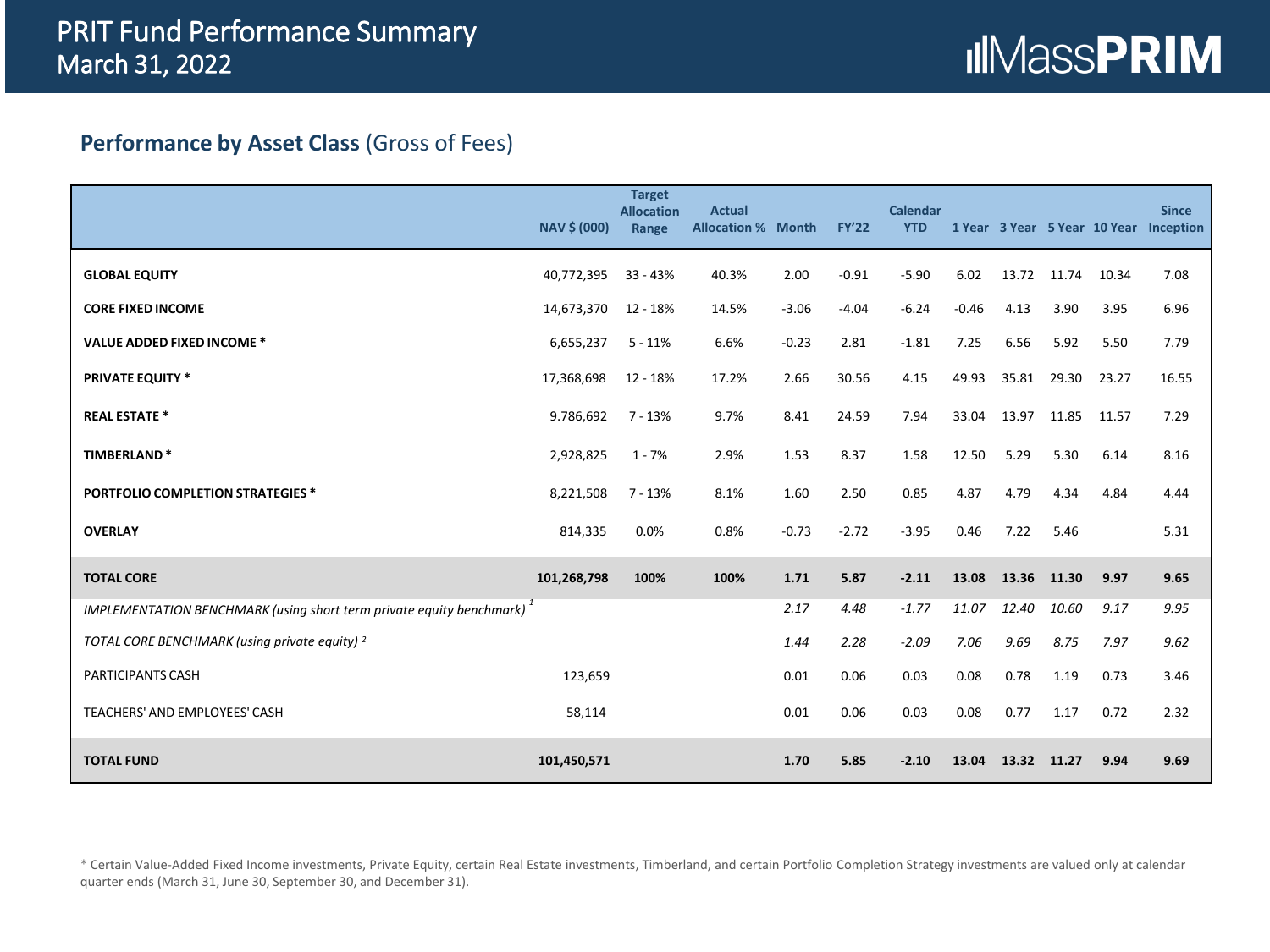# PRIT Fund Performance Summary
March 31, 2022

## **Performance by Asset Class** (Gross of Fees)

| | NAV $ (000) | Target Allocation Range | Actual Allocation % | Month | FY'22 | Calendar YTD | 1 Year | 3 Year | 5 Year | 10 Year | Since Inception |
|---|---|---|---|---|---|---|---|---|---|---|---|
| **GLOBAL EQUITY** | 40,772,395 | 33 - 43% | 40.3% | 2.00 | -0.91 | -5.90 | 6.02 | 13.72 | 11.74 | 10.34 | 7.08 |
| **CORE FIXED INCOME** | 14,673,370 | 12 - 18% | 14.5% | -3.06 | -4.04 | -6.24 | -0.46 | 4.13 | 3.90 | 3.95 | 6.96 |
| **VALUE ADDED FIXED INCOME *** | 6,655,237 | 5 - 11% | 6.6% | -0.23 | 2.81 | -1.81 | 7.25 | 6.56 | 5.92 | 5.50 | 7.79 |
| **PRIVATE EQUITY *** | 17,368,698 | 12 - 18% | 17.2% | 2.66 | 30.56 | 4.15 | 49.93 | 35.81 | 29.30 | 23.27 | 16.55 |
| **REAL ESTATE *** | 9.786,692 | 7 - 13% | 9.7% | 8.41 | 24.59 | 7.94 | 33.04 | 13.97 | 11.85 | 11.57 | 7.29 |
| **TIMBERLAND *** | 2,928,825 | 1 - 7% | 2.9% | 1.53 | 8.37 | 1.58 | 12.50 | 5.29 | 5.30 | 6.14 | 8.16 |
| **PORTFOLIO COMPLETION STRATEGIES *** | 8,221,508 | 7 - 13% | 8.1% | 1.60 | 2.50 | 0.85 | 4.87 | 4.79 | 4.34 | 4.84 | 4.44 |
| **OVERLAY** | 814,335 | 0.0% | 0.8% | -0.73 | -2.72 | -3.95 | 0.46 | 7.22 | 5.46 | | 5.31 |
| **TOTAL CORE** | **101,268,798** | **100%** | **100%** | **1.71** | **5.87** | **-2.11** | **13.08** | **13.36** | **11.30** | **9.97** | **9.65** |
| *IMPLEMENTATION BENCHMARK (using short term private equity benchmark)* [1] | | | | *2.17* | *4.48* | *-1.77* | *11.07* | *12.40* | *10.60* | *9.17* | *9.95* |
| *TOTAL CORE BENCHMARK (using private equity)* [2] | | | | *1.44* | *2.28* | *-2.09* | *7.06* | *9.69* | *8.75* | *7.97* | *9.62* |
| PARTICIPANTS CASH | 123,659 | | | 0.01 | 0.06 | 0.03 | 0.08 | 0.78 | 1.19 | 0.73 | 3.46 |
| TEACHERS' AND EMPLOYEES' CASH | 58,114 | | | 0.01 | 0.06 | 0.03 | 0.08 | 0.77 | 1.17 | 0.72 | 2.32 |
| **TOTAL FUND** | **101,450,571** | | | **1.70** | **5.85** | **-2.10** | **13.04** | **13.32** | **11.27** | **9.94** | **9.69** |

* Certain Value-Added Fixed Income investments, Private Equity, certain Real Estate investments, Timberland, and certain Portfolio Completion Strategy investments are valued only at calendar quarter ends (March 31, June 30, September 30, and December 31).